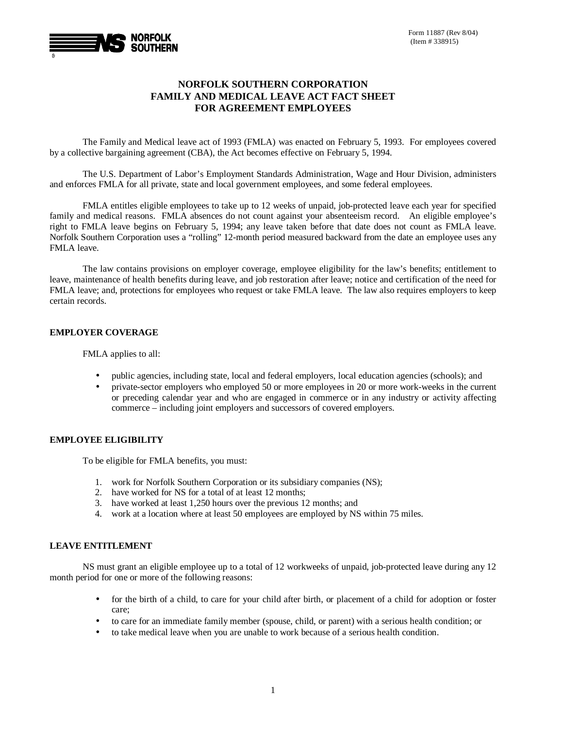NORFOLK SOUTHERN

Form 11887 (Rev 8/04)
(Item # 338915)

# NORFOLK SOUTHERN CORPORATION
# FAMILY AND MEDICAL LEAVE ACT FACT SHEET
# FOR AGREEMENT EMPLOYEES

The Family and Medical leave act of 1993 (FMLA) was enacted on February 5, 1993. For employees covered by a collective bargaining agreement (CBA), the Act becomes effective on February 5, 1994.

The U.S. Department of Labor's Employment Standards Administration, Wage and Hour Division, administers and enforces FMLA for all private, state and local government employees, and some federal employees.

FMLA entitles eligible employees to take up to 12 weeks of unpaid, job-protected leave each year for specified family and medical reasons. FMLA absences do not count against your absenteeism record. An eligible employee's right to FMLA leave begins on February 5, 1994; any leave taken before that date does not count as FMLA leave. Norfolk Southern Corporation uses a "rolling" 12-month period measured backward from the date an employee uses any FMLA leave.

The law contains provisions on employer coverage, employee eligibility for the law's benefits; entitlement to leave, maintenance of health benefits during leave, and job restoration after leave; notice and certification of the need for FMLA leave; and, protections for employees who request or take FMLA leave. The law also requires employers to keep certain records.

## EMPLOYER COVERAGE

FMLA applies to all:

- public agencies, including state, local and federal employers, local education agencies (schools); and
- private-sector employers who employed 50 or more employees in 20 or more work-weeks in the current or preceding calendar year and who are engaged in commerce or in any industry or activity affecting commerce – including joint employers and successors of covered employers.

## EMPLOYEE ELIGIBILITY

To be eligible for FMLA benefits, you must:

1. work for Norfolk Southern Corporation or its subsidiary companies (NS);
2. have worked for NS for a total of at least 12 months;
3. have worked at least 1,250 hours over the previous 12 months; and
4. work at a location where at least 50 employees are employed by NS within 75 miles.

## LEAVE ENTITLEMENT

NS must grant an eligible employee up to a total of 12 workweeks of unpaid, job-protected leave during any 12 month period for one or more of the following reasons:

- for the birth of a child, to care for your child after birth, or placement of a child for adoption or foster care;
- to care for an immediate family member (spouse, child, or parent) with a serious health condition; or
- to take medical leave when you are unable to work because of a serious health condition.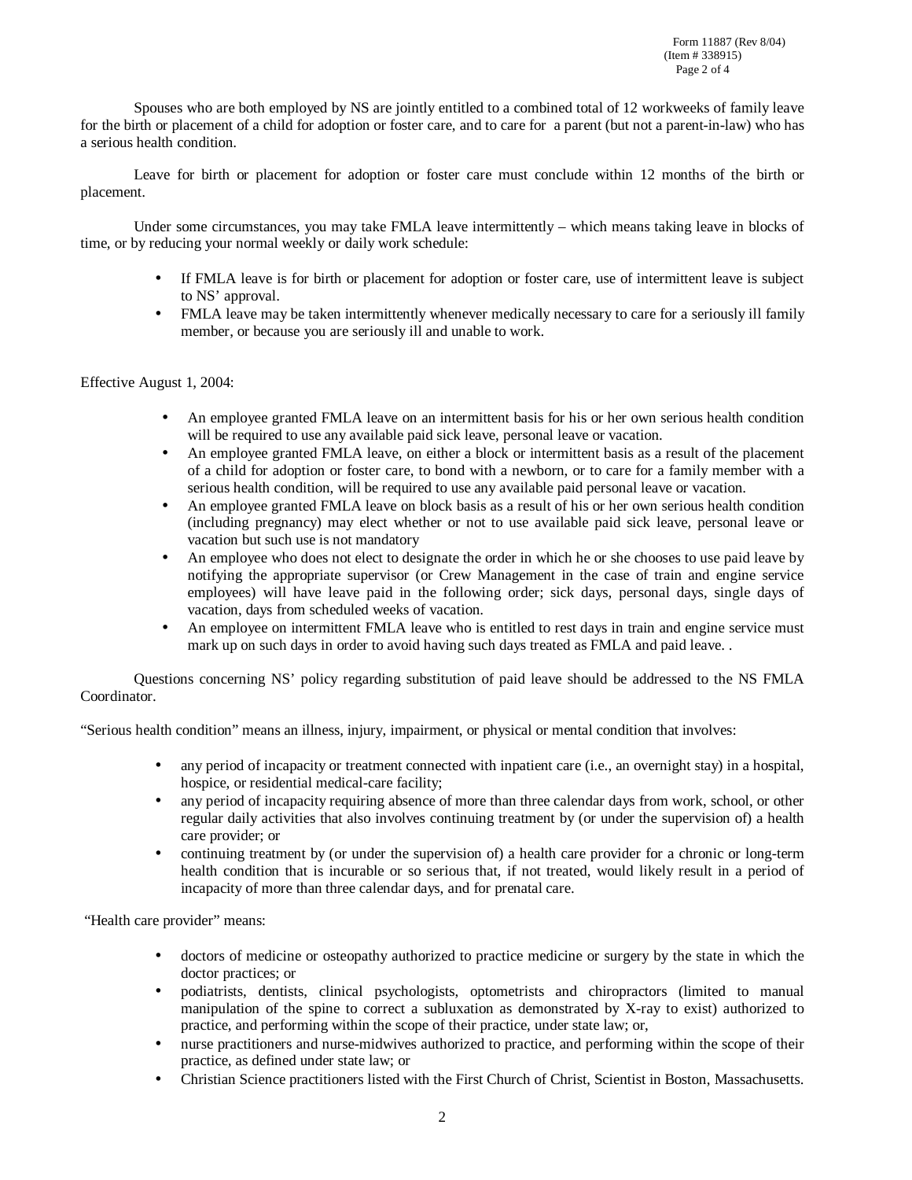Spouses who are both employed by NS are jointly entitled to a combined total of 12 workweeks of family leave for the birth or placement of a child for adoption or foster care, and to care for a parent (but not a parent-in-law) who has a serious health condition.

Leave for birth or placement for adoption or foster care must conclude within 12 months of the birth or placement.

Under some circumstances, you may take FMLA leave intermittently – which means taking leave in blocks of time, or by reducing your normal weekly or daily work schedule:

- If FMLA leave is for birth or placement for adoption or foster care, use of intermittent leave is subject to NS' approval.
- FMLA leave may be taken intermittently whenever medically necessary to care for a seriously ill family member, or because you are seriously ill and unable to work.

Effective August 1, 2004:

- An employee granted FMLA leave on an intermittent basis for his or her own serious health condition will be required to use any available paid sick leave, personal leave or vacation.
- An employee granted FMLA leave, on either a block or intermittent basis as a result of the placement of a child for adoption or foster care, to bond with a newborn, or to care for a family member with a serious health condition, will be required to use any available paid personal leave or vacation.
- An employee granted FMLA leave on block basis as a result of his or her own serious health condition (including pregnancy) may elect whether or not to use available paid sick leave, personal leave or vacation but such use is not mandatory
- An employee who does not elect to designate the order in which he or she chooses to use paid leave by notifying the appropriate supervisor (or Crew Management in the case of train and engine service employees) will have leave paid in the following order; sick days, personal days, single days of vacation, days from scheduled weeks of vacation.
- An employee on intermittent FMLA leave who is entitled to rest days in train and engine service must mark up on such days in order to avoid having such days treated as FMLA and paid leave. .

Questions concerning NS' policy regarding substitution of paid leave should be addressed to the NS FMLA Coordinator.

"Serious health condition" means an illness, injury, impairment, or physical or mental condition that involves:

- any period of incapacity or treatment connected with inpatient care (i.e., an overnight stay) in a hospital, hospice, or residential medical-care facility;
- any period of incapacity requiring absence of more than three calendar days from work, school, or other regular daily activities that also involves continuing treatment by (or under the supervision of) a health care provider; or
- continuing treatment by (or under the supervision of) a health care provider for a chronic or long-term health condition that is incurable or so serious that, if not treated, would likely result in a period of incapacity of more than three calendar days, and for prenatal care.

"Health care provider" means:

- doctors of medicine or osteopathy authorized to practice medicine or surgery by the state in which the doctor practices; or
- podiatrists, dentists, clinical psychologists, optometrists and chiropractors (limited to manual manipulation of the spine to correct a subluxation as demonstrated by X-ray to exist) authorized to practice, and performing within the scope of their practice, under state law; or,
- nurse practitioners and nurse-midwives authorized to practice, and performing within the scope of their practice, as defined under state law; or
- Christian Science practitioners listed with the First Church of Christ, Scientist in Boston, Massachusetts.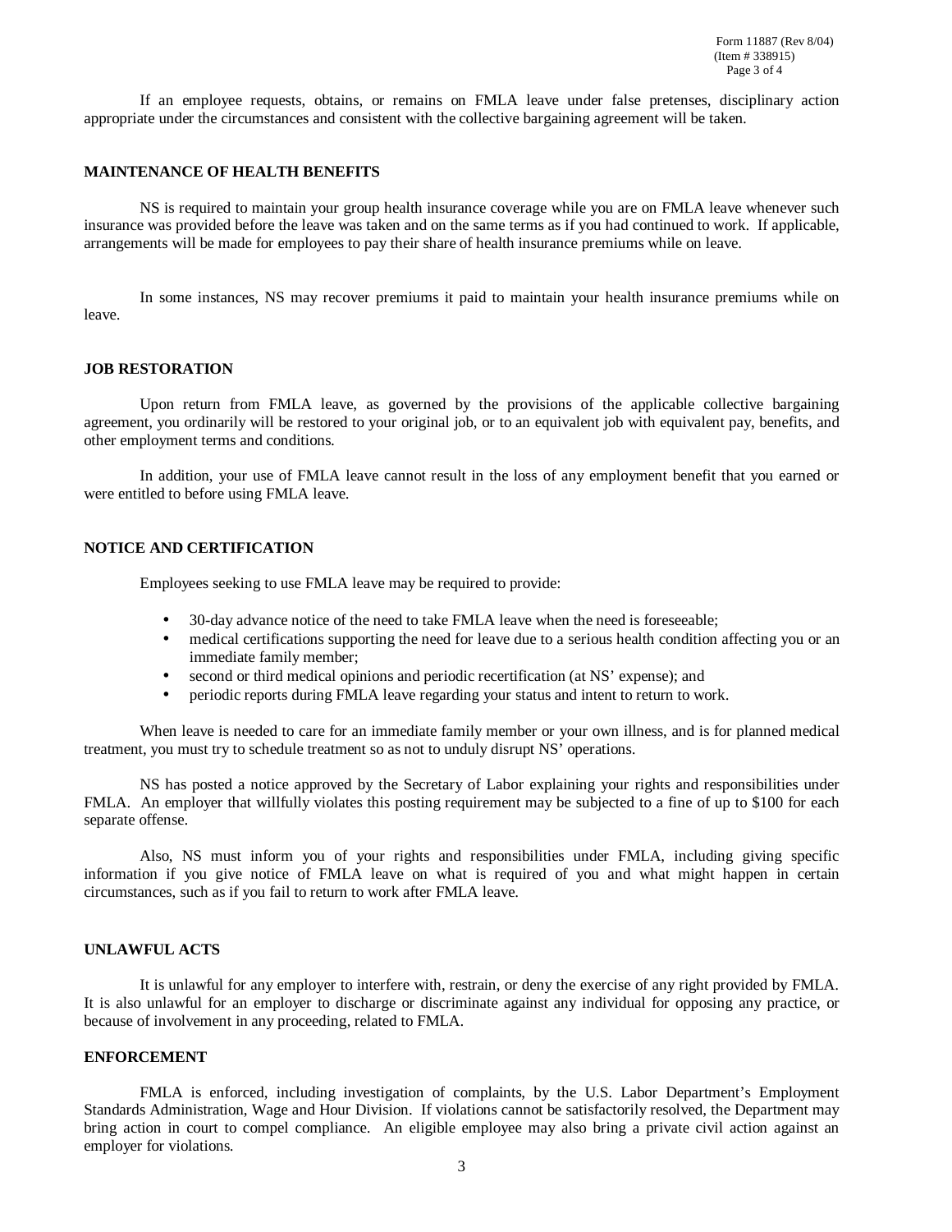If an employee requests, obtains, or remains on FMLA leave under false pretenses, disciplinary action appropriate under the circumstances and consistent with the collective bargaining agreement will be taken.

**MAINTENANCE OF HEALTH BENEFITS**

NS is required to maintain your group health insurance coverage while you are on FMLA leave whenever such insurance was provided before the leave was taken and on the same terms as if you had continued to work. If applicable, arrangements will be made for employees to pay their share of health insurance premiums while on leave.

In some instances, NS may recover premiums it paid to maintain your health insurance premiums while on leave.

**JOB RESTORATION**

Upon return from FMLA leave, as governed by the provisions of the applicable collective bargaining agreement, you ordinarily will be restored to your original job, or to an equivalent job with equivalent pay, benefits, and other employment terms and conditions.

In addition, your use of FMLA leave cannot result in the loss of any employment benefit that you earned or were entitled to before using FMLA leave.

**NOTICE AND CERTIFICATION**

Employees seeking to use FMLA leave may be required to provide:

- 30-day advance notice of the need to take FMLA leave when the need is foreseeable;
- medical certifications supporting the need for leave due to a serious health condition affecting you or an immediate family member;
- second or third medical opinions and periodic recertification (at NS' expense); and
- periodic reports during FMLA leave regarding your status and intent to return to work.

When leave is needed to care for an immediate family member or your own illness, and is for planned medical treatment, you must try to schedule treatment so as not to unduly disrupt NS' operations.

NS has posted a notice approved by the Secretary of Labor explaining your rights and responsibilities under FMLA. An employer that willfully violates this posting requirement may be subjected to a fine of up to $100 for each separate offense.

Also, NS must inform you of your rights and responsibilities under FMLA, including giving specific information if you give notice of FMLA leave on what is required of you and what might happen in certain circumstances, such as if you fail to return to work after FMLA leave.

**UNLAWFUL ACTS**

It is unlawful for any employer to interfere with, restrain, or deny the exercise of any right provided by FMLA. It is also unlawful for an employer to discharge or discriminate against any individual for opposing any practice, or because of involvement in any proceeding, related to FMLA.

**ENFORCEMENT**

FMLA is enforced, including investigation of complaints, by the U.S. Labor Department's Employment Standards Administration, Wage and Hour Division. If violations cannot be satisfactorily resolved, the Department may bring action in court to compel compliance. An eligible employee may also bring a private civil action against an employer for violations.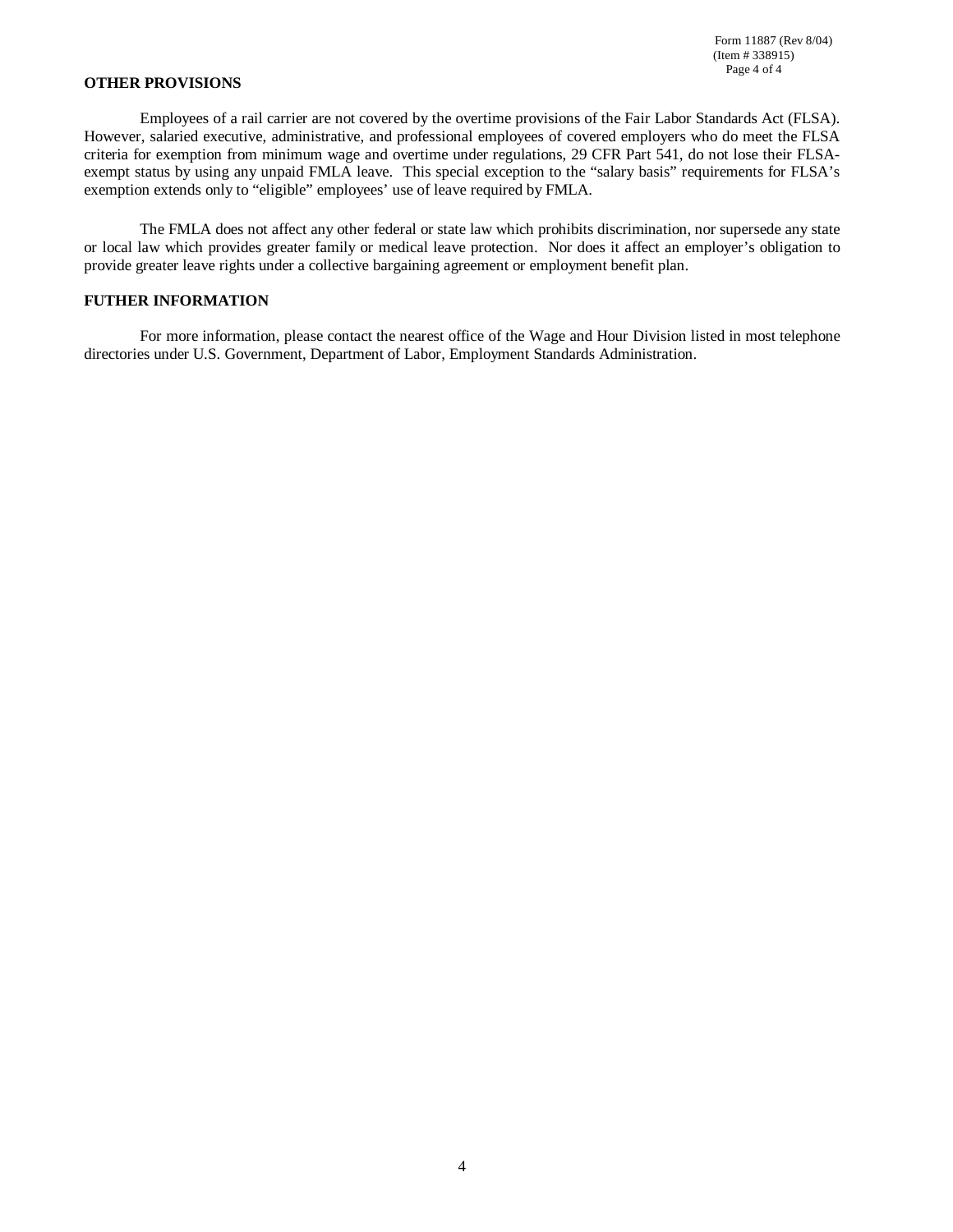## OTHER PROVISIONS

Employees of a rail carrier are not covered by the overtime provisions of the Fair Labor Standards Act (FLSA). However, salaried executive, administrative, and professional employees of covered employers who do meet the FLSA criteria for exemption from minimum wage and overtime under regulations, 29 CFR Part 541, do not lose their FLSA-exempt status by using any unpaid FMLA leave. This special exception to the "salary basis" requirements for FLSA's exemption extends only to "eligible" employees' use of leave required by FMLA.

The FMLA does not affect any other federal or state law which prohibits discrimination, nor supersede any state or local law which provides greater family or medical leave protection. Nor does it affect an employer's obligation to provide greater leave rights under a collective bargaining agreement or employment benefit plan.

## FUTHER INFORMATION

For more information, please contact the nearest office of the Wage and Hour Division listed in most telephone directories under U.S. Government, Department of Labor, Employment Standards Administration.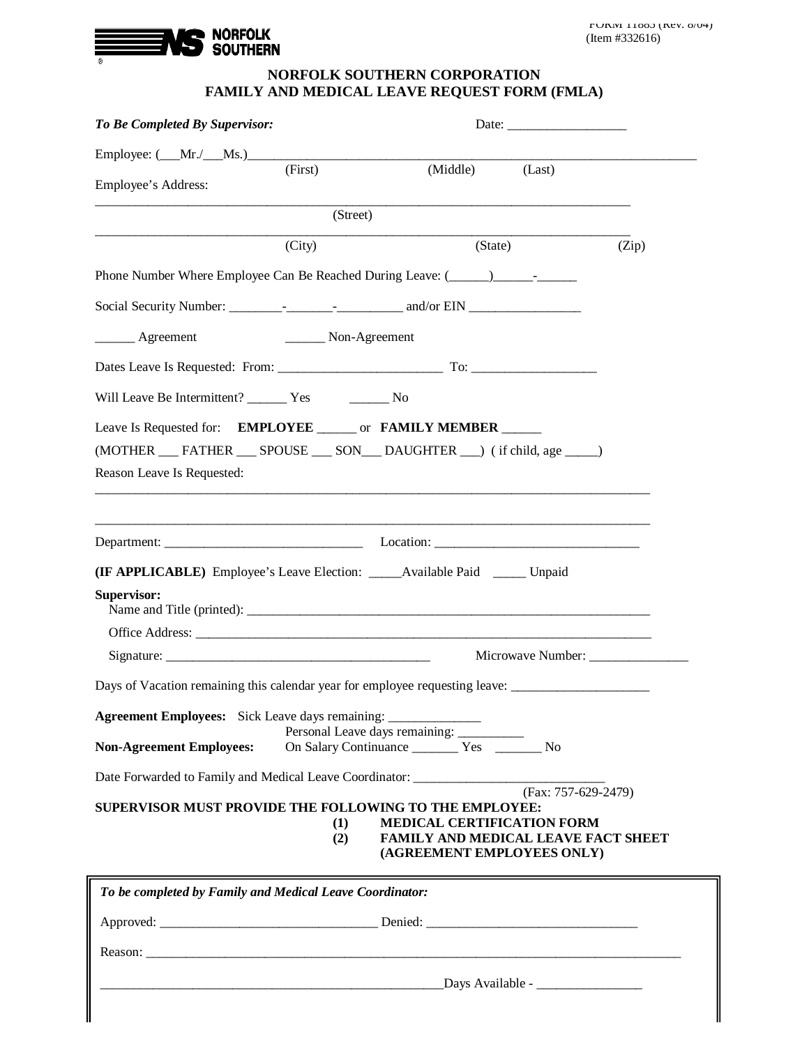FORM 11883 (Rev. 8/04)
(Item #332616)

NORFOLK SOUTHERN

# NORFOLK SOUTHERN CORPORATION
## FAMILY AND MEDICAL LEAVE REQUEST FORM (FMLA)

***To Be Completed By Supervisor:*** Date: ___________________

Employee: (___Mr./___Ms.)_______________________________________________________________________
(First) (Middle) (Last)

Employee's Address:

_______________________________________________________________________________
(Street)

_______________________________________________________________________________
(City) (State) (Zip)

Phone Number Where Employee Can Be Reached During Leave: (______)______-______

Social Security Number: ________-_______-__________ and/or EIN _________________

______ Agreement ______ Non-Agreement

Dates Leave Is Requested: From: _________________________ To: ___________________

Will Leave Be Intermittent? ______ Yes ______ No

Leave Is Requested for: **EMPLOYEE** ______ or **FAMILY MEMBER** ______

(MOTHER ___ FATHER ___ SPOUSE ___ SON___ DAUGHTER ___) ( if child, age _____)

Reason Leave Is Requested:

_______________________________________________________________________________

_______________________________________________________________________________

Department: ______________________________ Location: _______________________________

**(IF APPLICABLE)** Employee's Leave Election: _____Available Paid _____ Unpaid

**Supervisor:**

Name and Title (printed): _______________________________________________________________

Office Address: ______________________________________________________________________

Signature: ________________________________________ Microwave Number: _______________

Days of Vacation remaining this calendar year for employee requesting leave: _____________________

**Agreement Employees:** Sick Leave days remaining: ______________

Personal Leave days remaining: __________

**Non-Agreement Employees:** On Salary Continuance _______ Yes _______ No

Date Forwarded to Family and Medical Leave Coordinator: _____________________________
(Fax: 757-629-2479)

**SUPERVISOR MUST PROVIDE THE FOLLOWING TO THE EMPLOYEE:**

**(1) MEDICAL CERTIFICATION FORM**

**(2) FAMILY AND MEDICAL LEAVE FACT SHEET (AGREEMENT EMPLOYEES ONLY)**

---

***To be completed by Family and Medical Leave Coordinator:***

Approved: ________________________________ Denied: _______________________________

Reason: _________________________________________________________________________________

______________________________________________________Days Available - ________________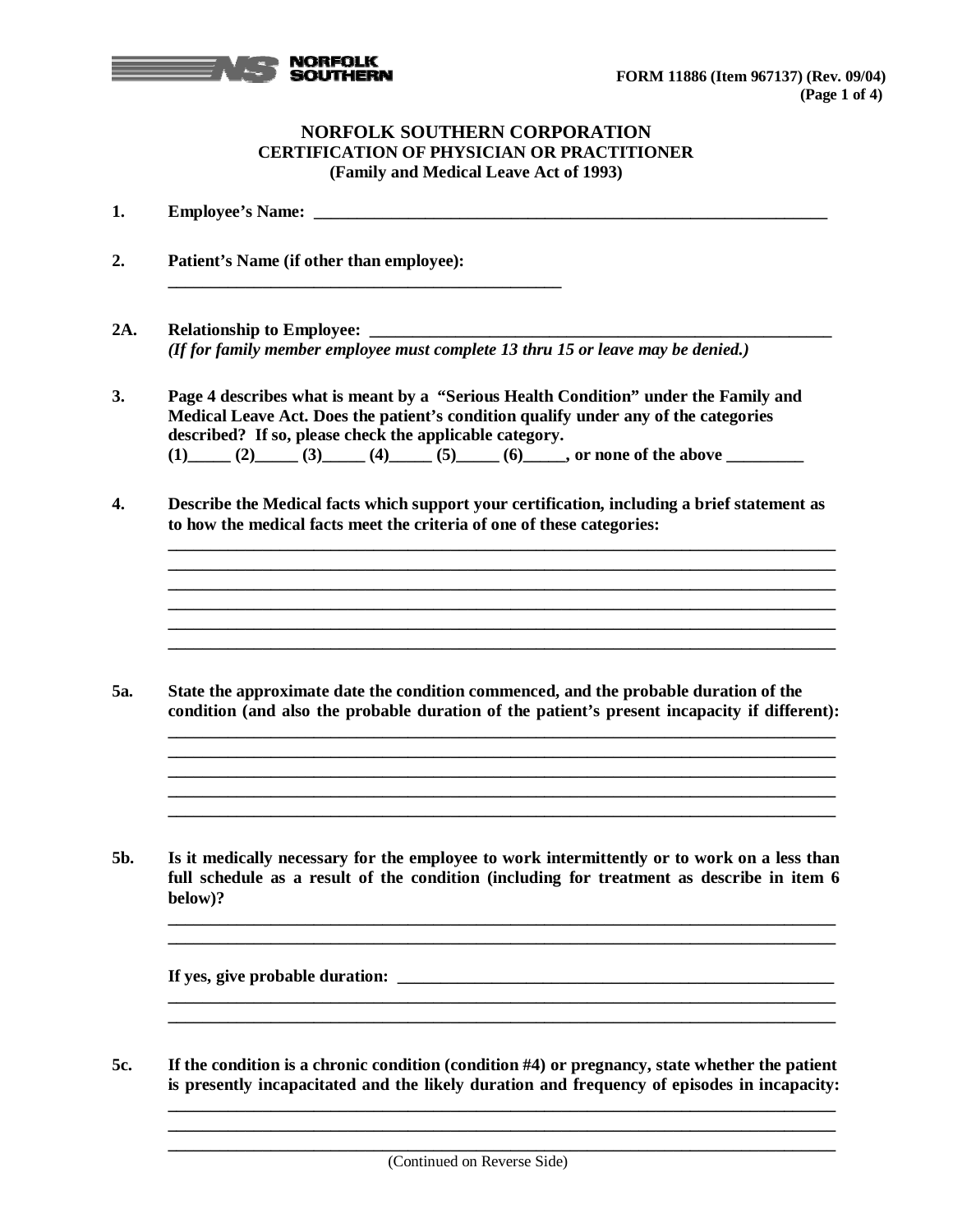NORFOLK SOUTHERN

FORM 11886 (Item 967137) (Rev. 09/04)
(Page 1 of 4)

# NORFOLK SOUTHERN CORPORATION
## CERTIFICATION OF PHYSICIAN OR PRACTITIONER
### (Family and Medical Leave Act of 1993)

**1. Employee's Name:** ______________________________________________

**2. Patient's Name (if other than employee):**
______________________________________________

**2A. Relationship to Employee:** ______________________________________________
*(If for family member employee must complete 13 thru 15 or leave may be denied.)*

**3. Page 4 describes what is meant by a "Serious Health Condition" under the Family and Medical Leave Act. Does the patient's condition qualify under any of the categories described? If so, please check the applicable category.**
**(1)_____ (2)_____ (3)_____ (4)_____ (5)_____ (6)_____, or none of the above _________**

**4. Describe the Medical facts which support your certification, including a brief statement as to how the medical facts meet the criteria of one of these categories:**
______________________________________________
______________________________________________
______________________________________________
______________________________________________
______________________________________________
______________________________________________

**5a. State the approximate date the condition commenced, and the probable duration of the condition (and also the probable duration of the patient's present incapacity if different):**
______________________________________________
______________________________________________
______________________________________________
______________________________________________
______________________________________________

**5b. Is it medically necessary for the employee to work intermittently or to work on a less than full schedule as a result of the condition (including for treatment as describe in item 6 below)?**
______________________________________________
______________________________________________

**If yes, give probable duration:** ______________________________________________
______________________________________________
______________________________________________

**5c. If the condition is a chronic condition (condition #4) or pregnancy, state whether the patient is presently incapacitated and the likely duration and frequency of episodes in incapacity:**
______________________________________________
______________________________________________
______________________________________________

(Continued on Reverse Side)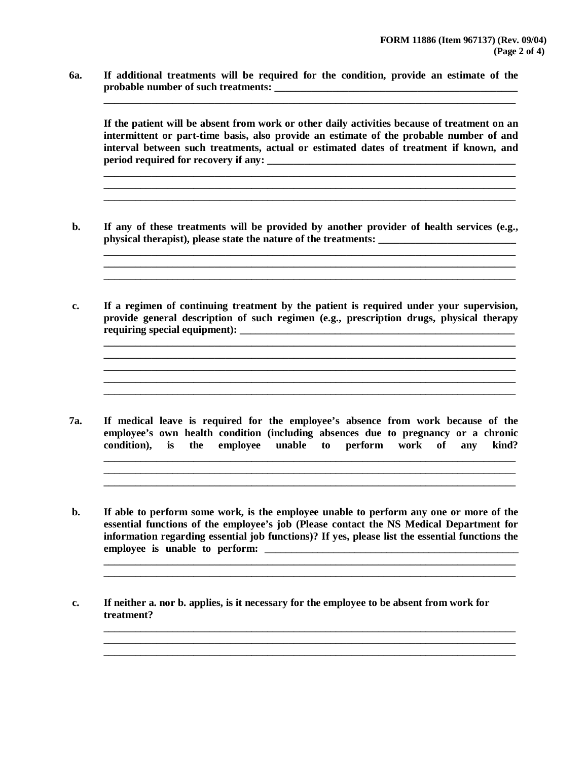**6a. If additional treatments will be required for the condition, provide an estimate of the probable number of such treatments:** ______________________________________________

_________________________________________________________________________________

**If the patient will be absent from work or other daily activities because of treatment on an intermittent or part-time basis, also provide an estimate of the probable number of and interval between such treatments, actual or estimated dates of treatment if known, and period required for recovery if any:** ______________________________________________

_________________________________________________________________________________
_________________________________________________________________________________
_________________________________________________________________________________

**b. If any of these treatments will be provided by another provider of health services (e.g., physical therapist), please state the nature of the treatments:** __________________________

_________________________________________________________________________________
_________________________________________________________________________________
_________________________________________________________________________________

**c. If a regimen of continuing treatment by the patient is required under your supervision, provide general description of such regimen (e.g., prescription drugs, physical therapy requiring special equipment):** ______________________________________________________

_________________________________________________________________________________
_________________________________________________________________________________
_________________________________________________________________________________
_________________________________________________________________________________
_________________________________________________________________________________

**7a. If medical leave is required for the employee's absence from work because of the employee's own health condition (including absences due to pregnancy or a chronic condition), is the employee unable to perform work of any kind?**

_________________________________________________________________________________
_________________________________________________________________________________
_________________________________________________________________________________

**b. If able to perform some work, is the employee unable to perform any one or more of the essential functions of the employee's job (Please contact the NS Medical Department for information regarding essential job functions)? If yes, please list the essential functions the employee is unable to perform:** ________________________________________________

_________________________________________________________________________________
_________________________________________________________________________________

**c. If neither a. nor b. applies, is it necessary for the employee to be absent from work for treatment?**

_________________________________________________________________________________
_________________________________________________________________________________
_________________________________________________________________________________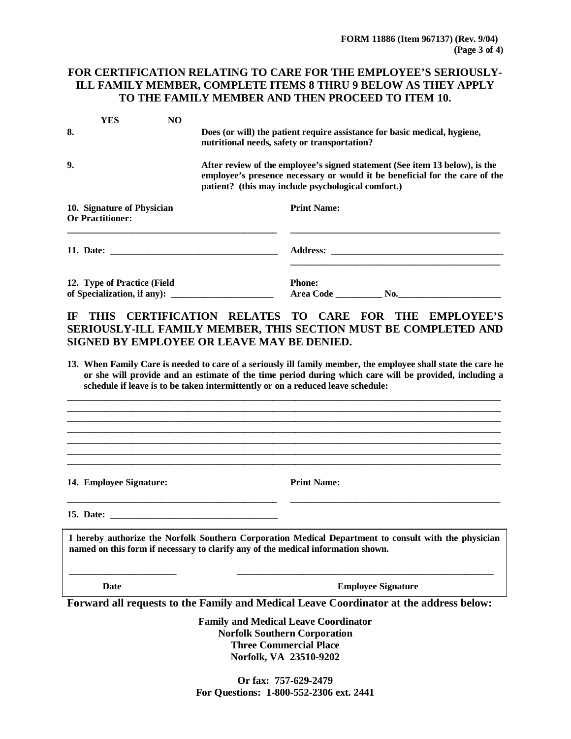FORM 11886 (Item 967137) (Rev. 9/04)

**FOR CERTIFICATION RELATING TO CARE FOR THE EMPLOYEE'S SERIOUSLY-ILL FAMILY MEMBER, COMPLETE ITEMS 8 THRU 9 BELOW AS THEY APPLY TO THE FAMILY MEMBER AND THEN PROCEED TO ITEM 10.**

| | YES | NO | |
|---|---|---|---|
| **8.** | | | **Does (or will) the patient require assistance for basic medical, hygiene, nutritional needs, safety or transportation?** |
| **9.** | | | **After review of the employee's signed statement (See item 13 below), is the employee's presence necessary or would it be beneficial for the care of the patient? (this may include psychological comfort.)** |

**10. Signature of Physician Or Practitioner:** _______________________________

**Print Name:** _______________________________

**11. Date:** _______________________________

**Address:** _______________________________
_______________________________

**12. Type of Practice (Field of Specialization, if any):** ______________________

**Phone:**
**Area Code** __________ **No.**______________________

## IF THIS CERTIFICATION RELATES TO CARE FOR THE EMPLOYEE'S SERIOUSLY-ILL FAMILY MEMBER, THIS SECTION MUST BE COMPLETED AND SIGNED BY EMPLOYEE OR LEAVE MAY BE DENIED.

**13. When Family Care is needed to care of a seriously ill family member, the employee shall state the care he or she will provide and an estimate of the time period during which care will be provided, including a schedule if leave is to be taken intermittently or on a reduced leave schedule:**

_______________________________________________________________________________
_______________________________________________________________________________
_______________________________________________________________________________
_______________________________________________________________________________
_______________________________________________________________________________
_______________________________________________________________________________
_______________________________________________________________________________

**14. Employee Signature:** _______________________________

**Print Name:** _______________________________

**15. Date:** _______________________________

**I hereby authorize the Norfolk Southern Corporation Medical Department to consult with the physician named on this form if necessary to clarify any of the medical information shown.**

______________________ ______________________________________________

**Date** **Employee Signature**

**Forward all requests to the Family and Medical Leave Coordinator at the address below:**

**Family and Medical Leave Coordinator**
**Norfolk Southern Corporation**
**Three Commercial Place**
**Norfolk, VA 23510-9202**

**Or fax: 757-629-2479**
**For Questions: 1-800-552-2306 ext. 2441**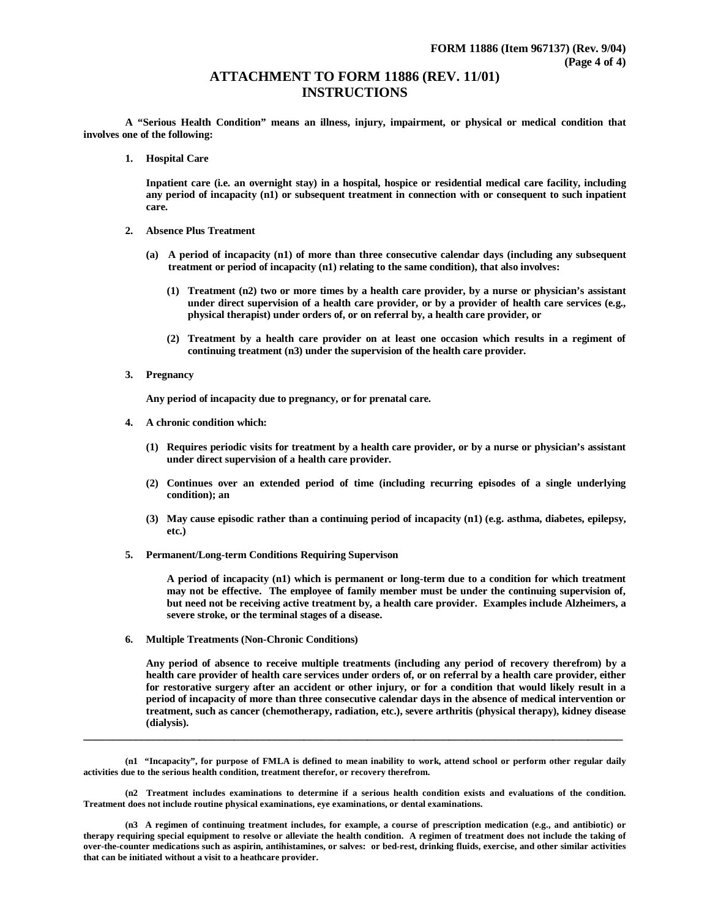# ATTACHMENT TO FORM 11886 (REV. 11/01)
# INSTRUCTIONS

**A "Serious Health Condition" means an illness, injury, impairment, or physical or medical condition that involves one of the following:**

1. **Hospital Care**

   **Inpatient care (i.e. an overnight stay) in a hospital, hospice or residential medical care facility, including any period of incapacity (n1) or subsequent treatment in connection with or consequent to such inpatient care.**

2. **Absence Plus Treatment**

   **(a) A period of incapacity (n1) of more than three consecutive calendar days (including any subsequent treatment or period of incapacity (n1) relating to the same condition), that also involves:**

   **(1) Treatment (n2) two or more times by a health care provider, by a nurse or physician's assistant under direct supervision of a health care provider, or by a provider of health care services (e.g., physical therapist) under orders of, or on referral by, a health care provider, or**

   **(2) Treatment by a health care provider on at least one occasion which results in a regiment of continuing treatment (n3) under the supervision of the health care provider.**

3. **Pregnancy**

   **Any period of incapacity due to pregnancy, or for prenatal care.**

4. **A chronic condition which:**

   **(1) Requires periodic visits for treatment by a health care provider, or by a nurse or physician's assistant under direct supervision of a health care provider.**

   **(2) Continues over an extended period of time (including recurring episodes of a single underlying condition); an**

   **(3) May cause episodic rather than a continuing period of incapacity (n1) (e.g. asthma, diabetes, epilepsy, etc.)**

5. **Permanent/Long-term Conditions Requiring Supervison**

   **A period of incapacity (n1) which is permanent or long-term due to a condition for which treatment may not be effective. The employee of family member must be under the continuing supervision of, but need not be receiving active treatment by, a health care provider. Examples include Alzheimers, a severe stroke, or the terminal stages of a disease.**

6. **Multiple Treatments (Non-Chronic Conditions)**

   **Any period of absence to receive multiple treatments (including any period of recovery therefrom) by a health care provider of health care services under orders of, or on referral by a health care provider, either for restorative surgery after an accident or other injury, or for a condition that would likely result in a period of incapacity of more than three consecutive calendar days in the absence of medical intervention or treatment, such as cancer (chemotherapy, radiation, etc.), severe arthritis (physical therapy), kidney disease (dialysis).**

---

**(n1 "Incapacity", for purpose of FMLA is defined to mean inability to work, attend school or perform other regular daily activities due to the serious health condition, treatment therefor, or recovery therefrom.**

**(n2 Treatment includes examinations to determine if a serious health condition exists and evaluations of the condition. Treatment does not include routine physical examinations, eye examinations, or dental examinations.**

**(n3 A regimen of continuing treatment includes, for example, a course of prescription medication (e.g., and antibiotic) or therapy requiring special equipment to resolve or alleviate the health condition. A regimen of treatment does not include the taking of over-the-counter medications such as aspirin, antihistamines, or salves: or bed-rest, drinking fluids, exercise, and other similar activities that can be initiated without a visit to a heathcare provider.**